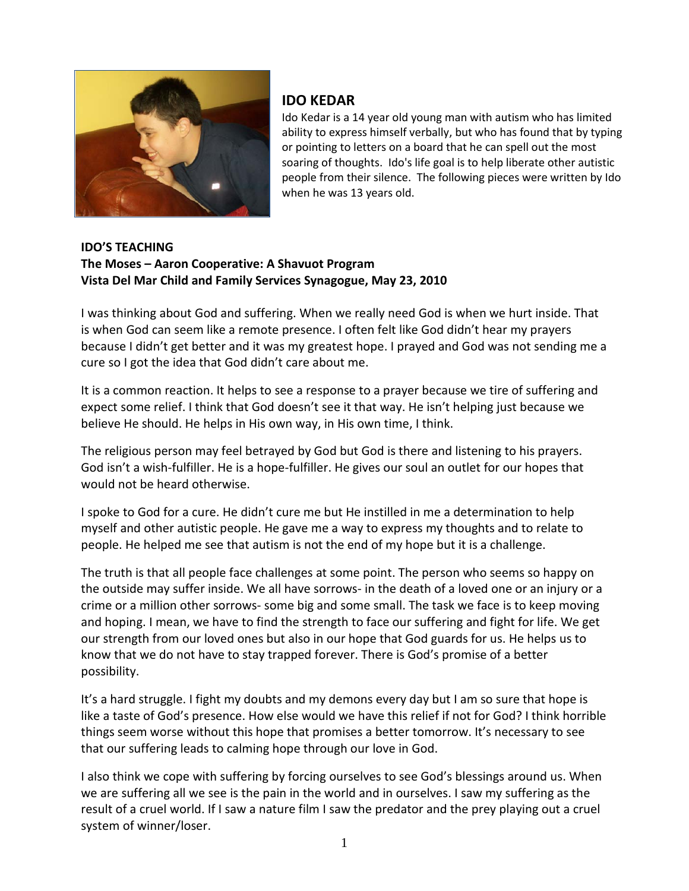## IDO KEDAR

Ido Kedar is a 14 year old young man with autism who has limited ability to express himself verbally, but who has found that by typing or pointing to letters on a board that he can spell out the most soaring of thoughts. Ido's life goal is to help liberate other autistic people from their silence. The following pieces were written by Ido when he was 13 years old.

**IDO'S TEACHING**
**The Moses – Aaron Cooperative: A Shavuot Program**
**Vista Del Mar Child and Family Services Synagogue, May 23, 2010**

I was thinking about God and suffering. When we really need God is when we hurt inside. That is when God can seem like a remote presence. I often felt like God didn't hear my prayers because I didn't get better and it was my greatest hope. I prayed and God was not sending me a cure so I got the idea that God didn't care about me.

It is a common reaction. It helps to see a response to a prayer because we tire of suffering and expect some relief. I think that God doesn't see it that way. He isn't helping just because we believe He should. He helps in His own way, in His own time, I think.

The religious person may feel betrayed by God but God is there and listening to his prayers. God isn't a wish-fulfiller. He is a hope-fulfiller. He gives our soul an outlet for our hopes that would not be heard otherwise.

I spoke to God for a cure. He didn't cure me but He instilled in me a determination to help myself and other autistic people. He gave me a way to express my thoughts and to relate to people. He helped me see that autism is not the end of my hope but it is a challenge.

The truth is that all people face challenges at some point. The person who seems so happy on the outside may suffer inside. We all have sorrows- in the death of a loved one or an injury or a crime or a million other sorrows- some big and some small. The task we face is to keep moving and hoping. I mean, we have to find the strength to face our suffering and fight for life. We get our strength from our loved ones but also in our hope that God guards for us. He helps us to know that we do not have to stay trapped forever. There is God's promise of a better possibility.

It's a hard struggle. I fight my doubts and my demons every day but I am so sure that hope is like a taste of God's presence. How else would we have this relief if not for God? I think horrible things seem worse without this hope that promises a better tomorrow. It's necessary to see that our suffering leads to calming hope through our love in God.

I also think we cope with suffering by forcing ourselves to see God's blessings around us. When we are suffering all we see is the pain in the world and in ourselves. I saw my suffering as the result of a cruel world. If I saw a nature film I saw the predator and the prey playing out a cruel system of winner/loser.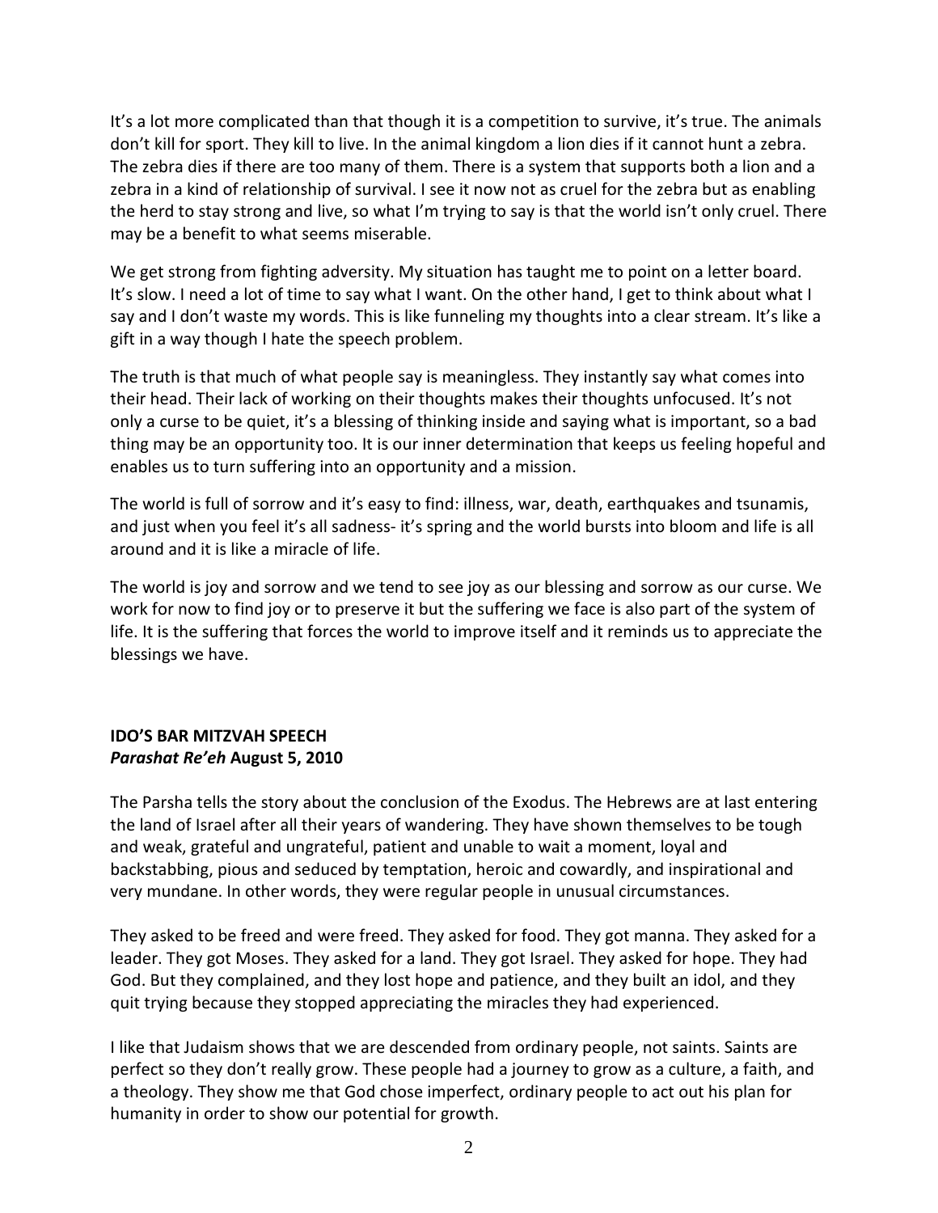It's a lot more complicated than that though it is a competition to survive, it's true. The animals don't kill for sport. They kill to live. In the animal kingdom a lion dies if it cannot hunt a zebra. The zebra dies if there are too many of them. There is a system that supports both a lion and a zebra in a kind of relationship of survival. I see it now not as cruel for the zebra but as enabling the herd to stay strong and live, so what I'm trying to say is that the world isn't only cruel. There may be a benefit to what seems miserable.

We get strong from fighting adversity. My situation has taught me to point on a letter board. It's slow. I need a lot of time to say what I want. On the other hand, I get to think about what I say and I don't waste my words. This is like funneling my thoughts into a clear stream. It's like a gift in a way though I hate the speech problem.

The truth is that much of what people say is meaningless. They instantly say what comes into their head. Their lack of working on their thoughts makes their thoughts unfocused. It's not only a curse to be quiet, it's a blessing of thinking inside and saying what is important, so a bad thing may be an opportunity too. It is our inner determination that keeps us feeling hopeful and enables us to turn suffering into an opportunity and a mission.

The world is full of sorrow and it's easy to find: illness, war, death, earthquakes and tsunamis, and just when you feel it's all sadness- it's spring and the world bursts into bloom and life is all around and it is like a miracle of life.

The world is joy and sorrow and we tend to see joy as our blessing and sorrow as our curse. We work for now to find joy or to preserve it but the suffering we face is also part of the system of life. It is the suffering that forces the world to improve itself and it reminds us to appreciate the blessings we have.

## IDO'S BAR MITZVAH SPEECH
***Parashat Re'eh* August 5, 2010**

The Parsha tells the story about the conclusion of the Exodus. The Hebrews are at last entering the land of Israel after all their years of wandering. They have shown themselves to be tough and weak, grateful and ungrateful, patient and unable to wait a moment, loyal and backstabbing, pious and seduced by temptation, heroic and cowardly, and inspirational and very mundane. In other words, they were regular people in unusual circumstances.

They asked to be freed and were freed. They asked for food. They got manna. They asked for a leader. They got Moses. They asked for a land. They got Israel. They asked for hope. They had God. But they complained, and they lost hope and patience, and they built an idol, and they quit trying because they stopped appreciating the miracles they had experienced.

I like that Judaism shows that we are descended from ordinary people, not saints. Saints are perfect so they don't really grow. These people had a journey to grow as a culture, a faith, and a theology. They show me that God chose imperfect, ordinary people to act out his plan for humanity in order to show our potential for growth.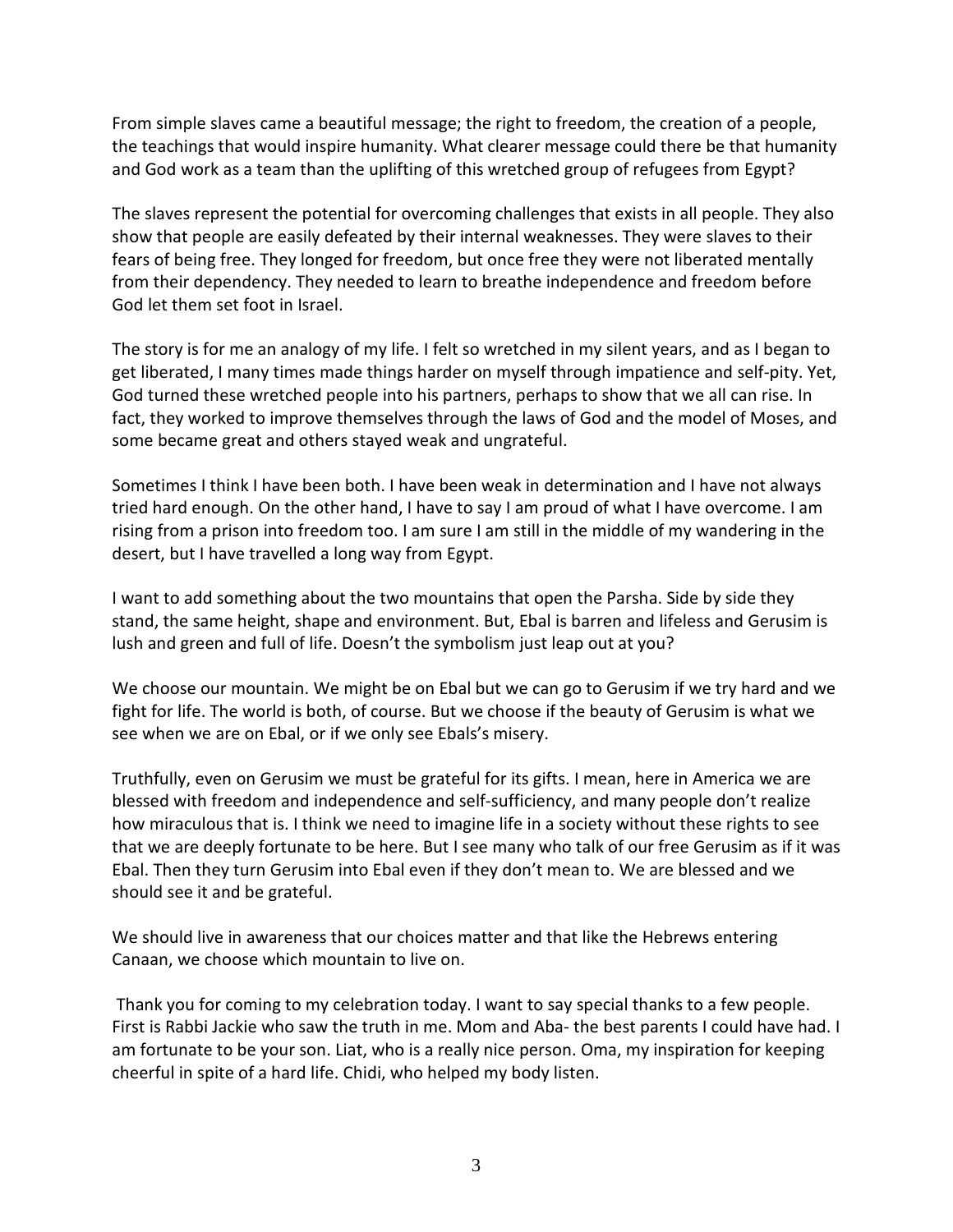From simple slaves came a beautiful message; the right to freedom, the creation of a people, the teachings that would inspire humanity. What clearer message could there be that humanity and God work as a team than the uplifting of this wretched group of refugees from Egypt?

The slaves represent the potential for overcoming challenges that exists in all people. They also show that people are easily defeated by their internal weaknesses. They were slaves to their fears of being free. They longed for freedom, but once free they were not liberated mentally from their dependency. They needed to learn to breathe independence and freedom before God let them set foot in Israel.

The story is for me an analogy of my life. I felt so wretched in my silent years, and as I began to get liberated, I many times made things harder on myself through impatience and self-pity. Yet, God turned these wretched people into his partners, perhaps to show that we all can rise. In fact, they worked to improve themselves through the laws of God and the model of Moses, and some became great and others stayed weak and ungrateful.

Sometimes I think I have been both. I have been weak in determination and I have not always tried hard enough. On the other hand, I have to say I am proud of what I have overcome. I am rising from a prison into freedom too. I am sure I am still in the middle of my wandering in the desert, but I have travelled a long way from Egypt.

I want to add something about the two mountains that open the Parsha. Side by side they stand, the same height, shape and environment. But, Ebal is barren and lifeless and Gerusim is lush and green and full of life. Doesn't the symbolism just leap out at you?

We choose our mountain. We might be on Ebal but we can go to Gerusim if we try hard and we fight for life. The world is both, of course. But we choose if the beauty of Gerusim is what we see when we are on Ebal, or if we only see Ebals's misery.

Truthfully, even on Gerusim we must be grateful for its gifts. I mean, here in America we are blessed with freedom and independence and self-sufficiency, and many people don't realize how miraculous that is. I think we need to imagine life in a society without these rights to see that we are deeply fortunate to be here. But I see many who talk of our free Gerusim as if it was Ebal. Then they turn Gerusim into Ebal even if they don't mean to. We are blessed and we should see it and be grateful.

We should live in awareness that our choices matter and that like the Hebrews entering Canaan, we choose which mountain to live on.

Thank you for coming to my celebration today. I want to say special thanks to a few people. First is Rabbi Jackie who saw the truth in me. Mom and Aba- the best parents I could have had. I am fortunate to be your son. Liat, who is a really nice person. Oma, my inspiration for keeping cheerful in spite of a hard life. Chidi, who helped my body listen.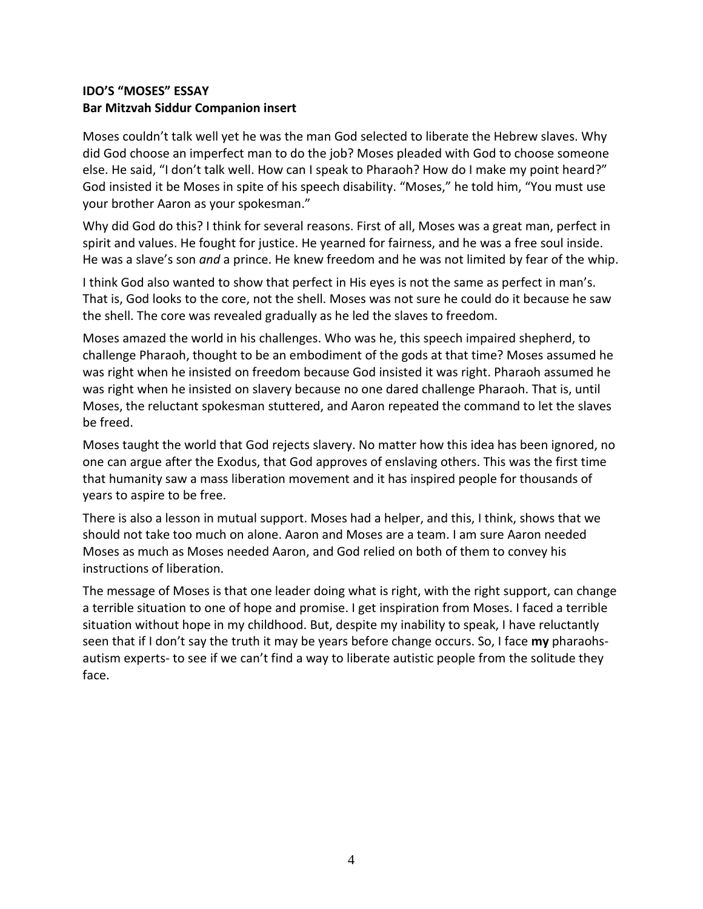**IDO'S "MOSES" ESSAY**
**Bar Mitzvah Siddur Companion insert**

Moses couldn't talk well yet he was the man God selected to liberate the Hebrew slaves. Why did God choose an imperfect man to do the job? Moses pleaded with God to choose someone else. He said, "I don't talk well. How can I speak to Pharaoh? How do I make my point heard?" God insisted it be Moses in spite of his speech disability. "Moses," he told him, "You must use your brother Aaron as your spokesman."

Why did God do this? I think for several reasons. First of all, Moses was a great man, perfect in spirit and values. He fought for justice. He yearned for fairness, and he was a free soul inside. He was a slave's son *and* a prince. He knew freedom and he was not limited by fear of the whip.

I think God also wanted to show that perfect in His eyes is not the same as perfect in man's. That is, God looks to the core, not the shell. Moses was not sure he could do it because he saw the shell. The core was revealed gradually as he led the slaves to freedom.

Moses amazed the world in his challenges. Who was he, this speech impaired shepherd, to challenge Pharaoh, thought to be an embodiment of the gods at that time? Moses assumed he was right when he insisted on freedom because God insisted it was right. Pharaoh assumed he was right when he insisted on slavery because no one dared challenge Pharaoh. That is, until Moses, the reluctant spokesman stuttered, and Aaron repeated the command to let the slaves be freed.

Moses taught the world that God rejects slavery. No matter how this idea has been ignored, no one can argue after the Exodus, that God approves of enslaving others. This was the first time that humanity saw a mass liberation movement and it has inspired people for thousands of years to aspire to be free.

There is also a lesson in mutual support. Moses had a helper, and this, I think, shows that we should not take too much on alone. Aaron and Moses are a team. I am sure Aaron needed Moses as much as Moses needed Aaron, and God relied on both of them to convey his instructions of liberation.

The message of Moses is that one leader doing what is right, with the right support, can change a terrible situation to one of hope and promise. I get inspiration from Moses. I faced a terrible situation without hope in my childhood. But, despite my inability to speak, I have reluctantly seen that if I don't say the truth it may be years before change occurs. So, I face **my** pharaohs- autism experts- to see if we can't find a way to liberate autistic people from the solitude they face.